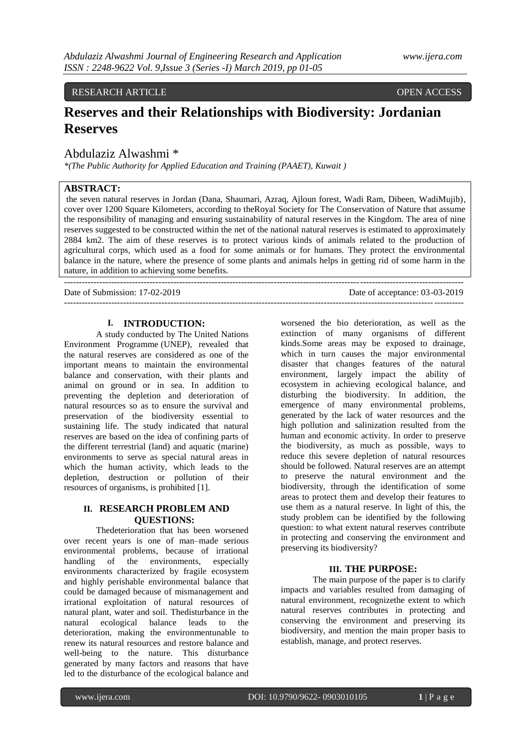RESEARCH ARTICLE OPEN ACCESS

# Reserves and their Relationships with Biodiversity: Jordanian Reserves

Abdulaziz Alwashmi *

*(The Public Authority for Applied Education and Training (PAAET), Kuwait )

**ABSTRACT:**

the seven natural reserves in Jordan (Dana, Shaumari, Azraq, Ajloun forest, Wadi Ram, Dibeen, WadiMujib), cover over 1200 Square Kilometers, according to theRoyal Society for The Conservation of Nature that assume the responsibility of managing and ensuring sustainability of natural reserves in the Kingdom. The area of nine reserves suggested to be constructed within the net of the national natural reserves is estimated to approximately 2884 km2. The aim of these reserves is to protect various kinds of animals related to the production of agricultural corps, which used as a food for some animals or for humans. They protect the environmental balance in the nature, where the presence of some plants and animals helps in getting rid of some harm in the nature, in addition to achieving some benefits.

---

Date of Submission: 17-02-2019 Date of acceptance: 03-03-2019

---

## I. INTRODUCTION:

A study conducted by The United Nations Environment Programme (UNEP), revealed that the natural reserves are considered as one of the important means to maintain the environmental balance and conservation, with their plants and animal on ground or in sea. In addition to preventing the depletion and deterioration of natural resources so as to ensure the survival and preservation of the biodiversity essential to sustaining life. The study indicated that natural reserves are based on the idea of confining parts of the different terrestrial (land) and aquatic (marine) environments to serve as special natural areas in which the human activity, which leads to the depletion, destruction or pollution of their resources of organisms, is prohibited [1].

## II. RESEARCH PROBLEM AND QUESTIONS:

Thedeterioration that has been worsened over recent years is one of man–made serious environmental problems, because of irrational handling of the environments, especially environments characterized by fragile ecosystem and highly perishable environmental balance that could be damaged because of mismanagement and irrational exploitation of natural resources of natural plant, water and soil. Thedisturbance in the natural ecological balance leads to the deterioration, making the environmentunable to renew its natural resources and restore balance and well-being to the nature. This disturbance generated by many factors and reasons that have led to the disturbance of the ecological balance and worsened the bio deterioration, as well as the extinction of many organisms of different kinds.Some areas may be exposed to drainage, which in turn causes the major environmental disaster that changes features of the natural environment, largely impact the ability of ecosystem in achieving ecological balance, and disturbing the biodiversity. In addition, the emergence of many environmental problems, generated by the lack of water resources and the high pollution and salinization resulted from the human and economic activity. In order to preserve the biodiversity, as much as possible, ways to reduce this severe depletion of natural resources should be followed. Natural reserves are an attempt to preserve the natural environment and the biodiversity, through the identification of some areas to protect them and develop their features to use them as a natural reserve. In light of this, the study problem can be identified by the following question: to what extent natural reserves contribute in protecting and conserving the environment and preserving its biodiversity?

## III. THE PURPOSE:

The main purpose of the paper is to clarify impacts and variables resulted from damaging of natural environment, recognizethe extent to which natural reserves contributes in protecting and conserving the environment and preserving its biodiversity, and mention the main proper basis to establish, manage, and protect reserves.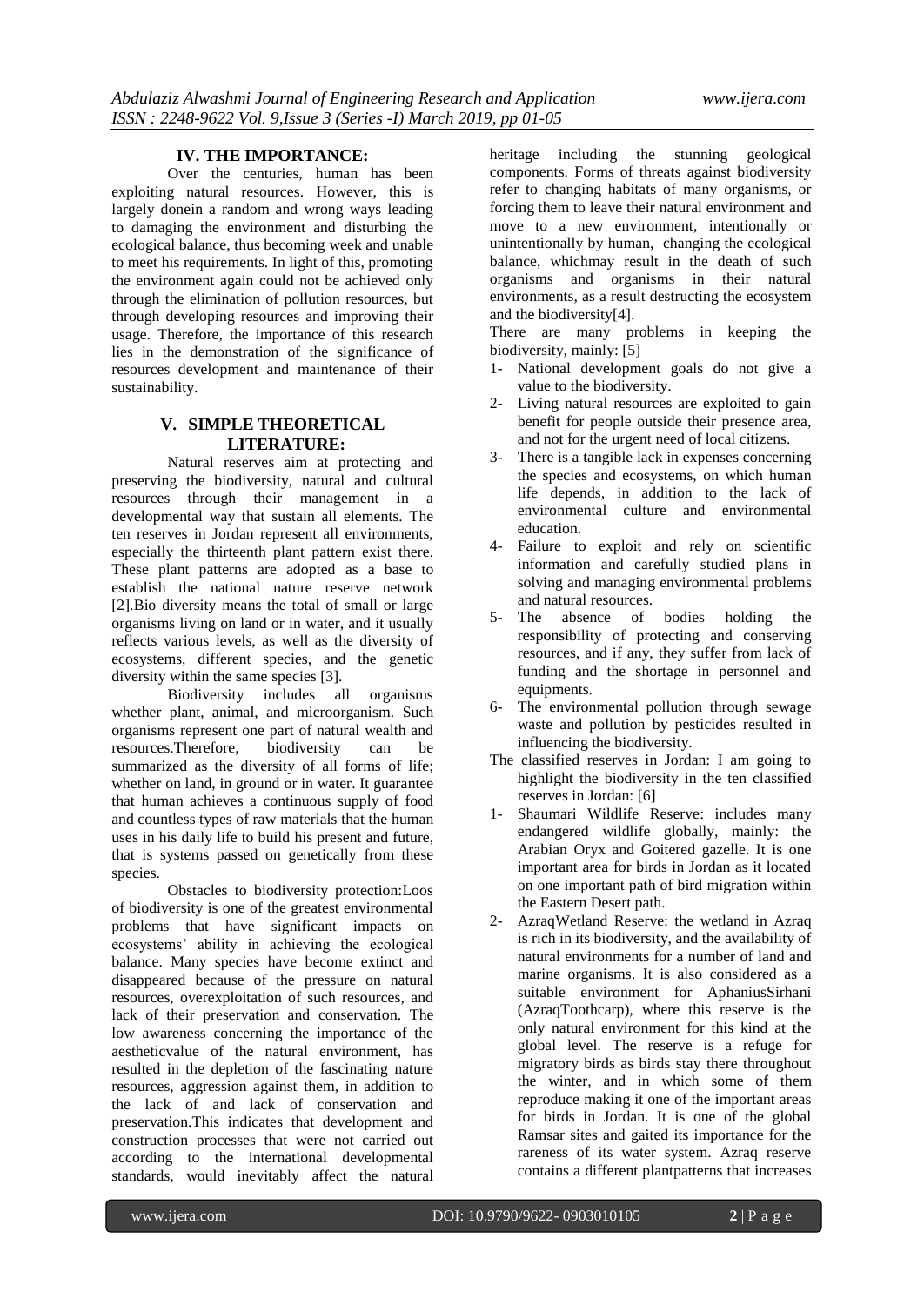## IV. THE IMPORTANCE:

Over the centuries, human has been exploiting natural resources. However, this is largely donein a random and wrong ways leading to damaging the environment and disturbing the ecological balance, thus becoming week and unable to meet his requirements. In light of this, promoting the environment again could not be achieved only through the elimination of pollution resources, but through developing resources and improving their usage. Therefore, the importance of this research lies in the demonstration of the significance of resources development and maintenance of their sustainability.

## V. SIMPLE THEORETICAL LITERATURE:

Natural reserves aim at protecting and preserving the biodiversity, natural and cultural resources through their management in a developmental way that sustain all elements. The ten reserves in Jordan represent all environments, especially the thirteenth plant pattern exist there. These plant patterns are adopted as a base to establish the national nature reserve network [2].Bio diversity means the total of small or large organisms living on land or in water, and it usually reflects various levels, as well as the diversity of ecosystems, different species, and the genetic diversity within the same species [3].

Biodiversity includes all organisms whether plant, animal, and microorganism. Such organisms represent one part of natural wealth and resources.Therefore, biodiversity can be summarized as the diversity of all forms of life; whether on land, in ground or in water. It guarantee that human achieves a continuous supply of food and countless types of raw materials that the human uses in his daily life to build his present and future, that is systems passed on genetically from these species.

Obstacles to biodiversity protection:Loos of biodiversity is one of the greatest environmental problems that have significant impacts on ecosystems' ability in achieving the ecological balance. Many species have become extinct and disappeared because of the pressure on natural resources, overexploitation of such resources, and lack of their preservation and conservation. The low awareness concerning the importance of the aestheticvalue of the natural environment, has resulted in the depletion of the fascinating nature resources, aggression against them, in addition to the lack of and lack of conservation and preservation.This indicates that development and construction processes that were not carried out according to the international developmental standards, would inevitably affect the natural heritage including the stunning geological components. Forms of threats against biodiversity refer to changing habitats of many organisms, or forcing them to leave their natural environment and move to a new environment, intentionally or unintentionally by human, changing the ecological balance, whichmay result in the death of such organisms and organisms in their natural environments, as a result destructing the ecosystem and the biodiversity[4].

There are many problems in keeping the biodiversity, mainly: [5]

1- National development goals do not give a value to the biodiversity.
2- Living natural resources are exploited to gain benefit for people outside their presence area, and not for the urgent need of local citizens.
3- There is a tangible lack in expenses concerning the species and ecosystems, on which human life depends, in addition to the lack of environmental culture and environmental education.
4- Failure to exploit and rely on scientific information and carefully studied plans in solving and managing environmental problems and natural resources.
5- The absence of bodies holding the responsibility of protecting and conserving resources, and if any, they suffer from lack of funding and the shortage in personnel and equipments.
6- The environmental pollution through sewage waste and pollution by pesticides resulted in influencing the biodiversity.

The classified reserves in Jordan: I am going to highlight the biodiversity in the ten classified reserves in Jordan: [6]

1- Shaumari Wildlife Reserve: includes many endangered wildlife globally, mainly: the Arabian Oryx and Goitered gazelle. It is one important area for birds in Jordan as it located on one important path of bird migration within the Eastern Desert path.
2- AzraqWetland Reserve: the wetland in Azraq is rich in its biodiversity, and the availability of natural environments for a number of land and marine organisms. It is also considered as a suitable environment for AphaniusSirhani (AzraqToothcarp), where this reserve is the only natural environment for this kind at the global level. The reserve is a refuge for migratory birds as birds stay there throughout the winter, and in which some of them reproduce making it one of the important areas for birds in Jordan. It is one of the global Ramsar sites and gaited its importance for the rareness of its water system. Azraq reserve contains a different plantpatterns that increases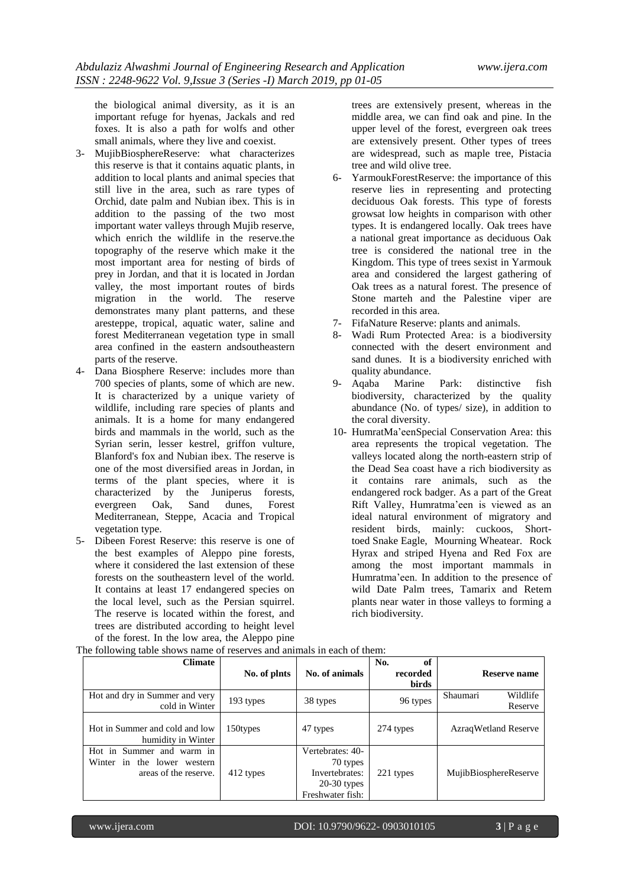the biological animal diversity, as it is an important refuge for hyenas, Jackals and red foxes. It is also a path for wolfs and other small animals, where they live and coexist.

3- MujibBiosphereReserve: what characterizes this reserve is that it contains aquatic plants, in addition to local plants and animal species that still live in the area, such as rare types of Orchid, date palm and Nubian ibex. This is in addition to the passing of the two most important water valleys through Mujib reserve, which enrich the wildlife in the reserve.the topography of the reserve which make it the most important area for nesting of birds of prey in Jordan, and that it is located in Jordan valley, the most important routes of birds migration in the world. The reserve demonstrates many plant patterns, and these aresteppe, tropical, aquatic water, saline and forest Mediterranean vegetation type in small area confined in the eastern andsoutheastern parts of the reserve.

4- Dana Biosphere Reserve: includes more than 700 species of plants, some of which are new. It is characterized by a unique variety of wildlife, including rare species of plants and animals. It is a home for many endangered birds and mammals in the world, such as the Syrian serin, lesser kestrel, griffon vulture, Blanford's fox and Nubian ibex. The reserve is one of the most diversified areas in Jordan, in terms of the plant species, where it is characterized by the Juniperus forests, evergreen Oak, Sand dunes, Forest Mediterranean, Steppe, Acacia and Tropical vegetation type.

5- Dibeen Forest Reserve: this reserve is one of the best examples of Aleppo pine forests, where it considered the last extension of these forests on the southeastern level of the world. It contains at least 17 endangered species on the local level, such as the Persian squirrel. The reserve is located within the forest, and trees are distributed according to height level of the forest. In the low area, the Aleppo pine trees are extensively present, whereas in the middle area, we can find oak and pine. In the upper level of the forest, evergreen oak trees are extensively present. Other types of trees are widespread, such as maple tree, Pistacia tree and wild olive tree.

6- YarmoukForestReserve: the importance of this reserve lies in representing and protecting deciduous Oak forests. This type of forests growsat low heights in comparison with other types. It is endangered locally. Oak trees have a national great importance as deciduous Oak tree is considered the national tree in the Kingdom. This type of trees sexist in Yarmouk area and considered the largest gathering of Oak trees as a natural forest. The presence of Stone marteh and the Palestine viper are recorded in this area.

7- FifaNature Reserve: plants and animals.

8- Wadi Rum Protected Area: is a biodiversity connected with the desert environment and sand dunes. It is a biodiversity enriched with quality abundance.

9- Aqaba Marine Park: distinctive fish biodiversity, characterized by the quality abundance (No. of types/ size), in addition to the coral diversity.

10- HumratMa'eenSpecial Conservation Area: this area represents the tropical vegetation. The valleys located along the north-eastern strip of the Dead Sea coast have a rich biodiversity as it contains rare animals, such as the endangered rock badger. As a part of the Great Rift Valley, Humratma'een is viewed as an ideal natural environment of migratory and resident birds, mainly: cuckoos, Short-toed Snake Eagle, Mourning Wheatear. Rock Hyrax and striped Hyena and Red Fox are among the most important mammals in Humratma'een. In addition to the presence of wild Date Palm trees, Tamarix and Retem plants near water in those valleys to forming a rich biodiversity.

The following table shows name of reserves and animals in each of them:

| Climate | No. of plnts | No. of animals | No. of recorded birds | Reserve name |
|---|---|---|---|---|
| Hot and dry in Summer and very cold in Winter | 193 types | 38 types | 96 types | Shaumari Wildlife Reserve |
| Hot in Summer and cold and low humidity in Winter | 150types | 47 types | 274 types | AzraqWetland Reserve |
| Hot in Summer and warm in Winter in the lower western areas of the reserve. | 412 types | Vertebrates: 40-70 types Invertebrates: 20-30 types Freshwater fish: | 221 types | MujibBiosphereReserve |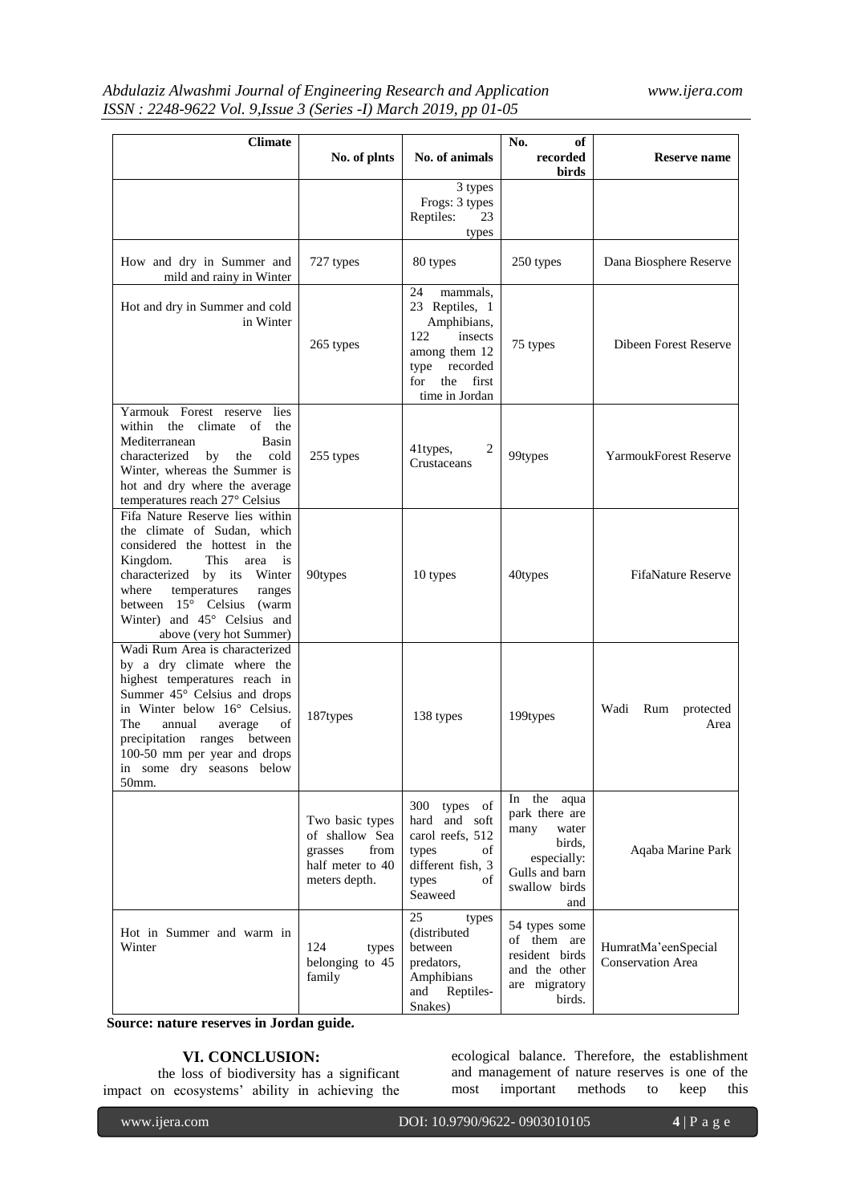| Climate | No. of plnts | No. of animals | No. of recorded birds | Reserve name |
|---|---|---|---|---|
| | | 3 types Frogs: 3 types Reptiles: 23 types | | |
| How and dry in Summer and mild and rainy in Winter | 727 types | 80 types | 250 types | Dana Biosphere Reserve |
| Hot and dry in Summer and cold in Winter | 265 types | 24 mammals, 23 Reptiles, 1 Amphibians, 122 insects among them 12 type recorded for the first time in Jordan | 75 types | Dibeen Forest Reserve |
| Yarmouk Forest reserve lies within the climate of the Mediterranean Basin characterized by the cold Winter, whereas the Summer is hot and dry where the average temperatures reach 27° Celsius | 255 types | 41types, 2 Crustaceans | 99types | YarmoukForest Reserve |
| Fifa Nature Reserve lies within the climate of Sudan, which considered the hottest in the Kingdom. This area is characterized by its Winter where temperatures ranges between 15° Celsius (warm Winter) and 45° Celsius and above (very hot Summer) | 90types | 10 types | 40types | FifaNature Reserve |
| Wadi Rum Area is characterized by a dry climate where the highest temperatures reach in Summer 45° Celsius and drops in Winter below 16° Celsius. The annual average of precipitation ranges between 100-50 mm per year and drops in some dry seasons below 50mm. | 187types | 138 types | 199types | Wadi Rum protected Area |
| | Two basic types of shallow Sea grasses from half meter to 40 meters depth. | 300 types of hard and soft carol reefs, 512 types of different fish, 3 types of Seaweed | In the aqua park there are many water birds, especially: Gulls and barn swallow birds and | Aqaba Marine Park |
| Hot in Summer and warm in Winter | 124 types belonging to 45 family | 25 types (distributed between predators, Amphibians and Reptiles-Snakes) | 54 types some of them are resident birds and the other are migratory birds. | HumratMa'eenSpecial Conservation Area |

**Source: nature reserves in Jordan guide.**

## VI. CONCLUSION:

the loss of biodiversity has a significant impact on ecosystems' ability in achieving the ecological balance. Therefore, the establishment and management of nature reserves is one of the most important methods to keep this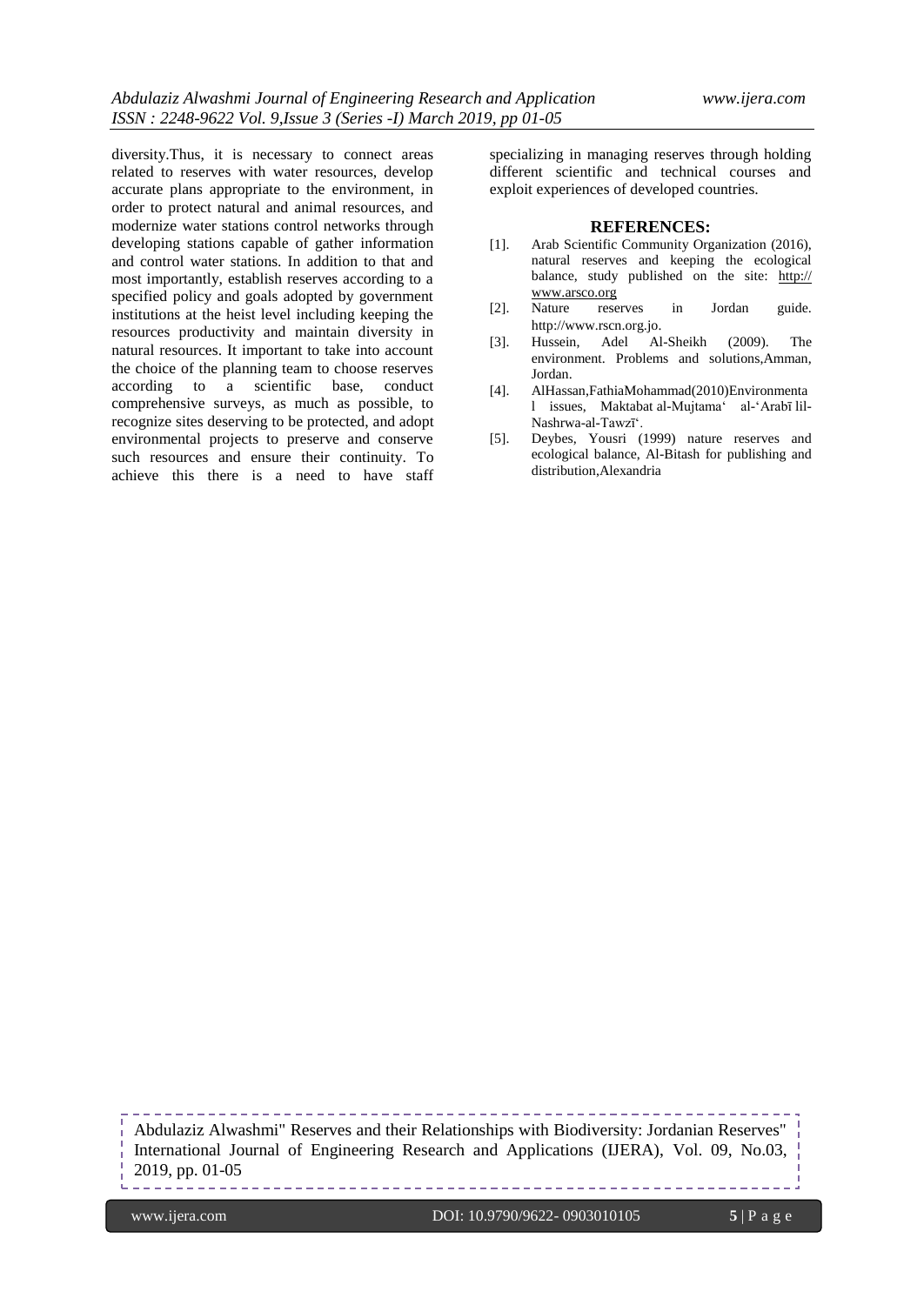diversity.Thus, it is necessary to connect areas related to reserves with water resources, develop accurate plans appropriate to the environment, in order to protect natural and animal resources, and modernize water stations control networks through developing stations capable of gather information and control water stations. In addition to that and most importantly, establish reserves according to a specified policy and goals adopted by government institutions at the heist level including keeping the resources productivity and maintain diversity in natural resources. It important to take into account the choice of the planning team to choose reserves according to a scientific base, conduct comprehensive surveys, as much as possible, to recognize sites deserving to be protected, and adopt environmental projects to preserve and conserve such resources and ensure their continuity. To achieve this there is a need to have staff specializing in managing reserves through holding different scientific and technical courses and exploit experiences of developed countries.

## REFERENCES:

- [1]. Arab Scientific Community Organization (2016), natural reserves and keeping the ecological balance, study published on the site: http:// www.arsco.org
- [2]. Nature reserves in Jordan guide. http://www.rscn.org.jo.
- [3]. Hussein, Adel Al-Sheikh (2009). The environment. Problems and solutions,Amman, Jordan.
- [4]. AlHassan,FathiaMohammad(2010)Environmental issues, Maktabat al-Mujtama‘ al-‘Arabī lil-Nashrwa-al-Tawzī‘.
- [5]. Deybes, Yousri (1999) nature reserves and ecological balance, Al-Bitash for publishing and distribution,Alexandria

Abdulaziz Alwashmi" Reserves and their Relationships with Biodiversity: Jordanian Reserves" International Journal of Engineering Research and Applications (IJERA), Vol. 09, No.03, 2019, pp. 01-05